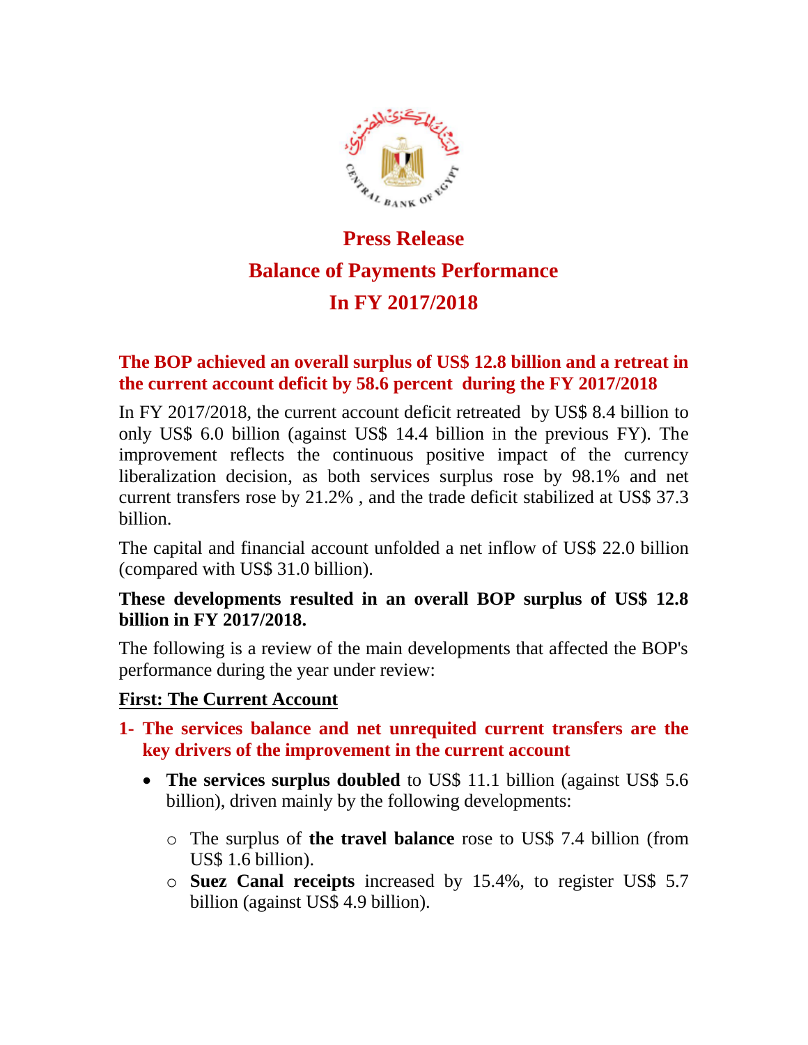# Press Release
# Balance of Payments Performance
# In FY 2017/2018

## The BOP achieved an overall surplus of US$ 12.8 billion and a retreat in the current account deficit by 58.6 percent during the FY 2017/2018

In FY 2017/2018, the current account deficit retreated by US$ 8.4 billion to only US$ 6.0 billion (against US$ 14.4 billion in the previous FY). The improvement reflects the continuous positive impact of the currency liberalization decision, as both services surplus rose by 98.1% and net current transfers rose by 21.2% , and the trade deficit stabilized at US$ 37.3 billion.

The capital and financial account unfolded a net inflow of US$ 22.0 billion (compared with US$ 31.0 billion).

**These developments resulted in an overall BOP surplus of US$ 12.8 billion in FY 2017/2018.**

The following is a review of the main developments that affected the BOP's performance during the year under review:

### First: The Current Account

**1- The services balance and net unrequited current transfers are the key drivers of the improvement in the current account**

- **The services surplus doubled** to US$ 11.1 billion (against US$ 5.6 billion), driven mainly by the following developments:
  - The surplus of **the travel balance** rose to US$ 7.4 billion (from US$ 1.6 billion).
  - **Suez Canal receipts** increased by 15.4%, to register US$ 5.7 billion (against US$ 4.9 billion).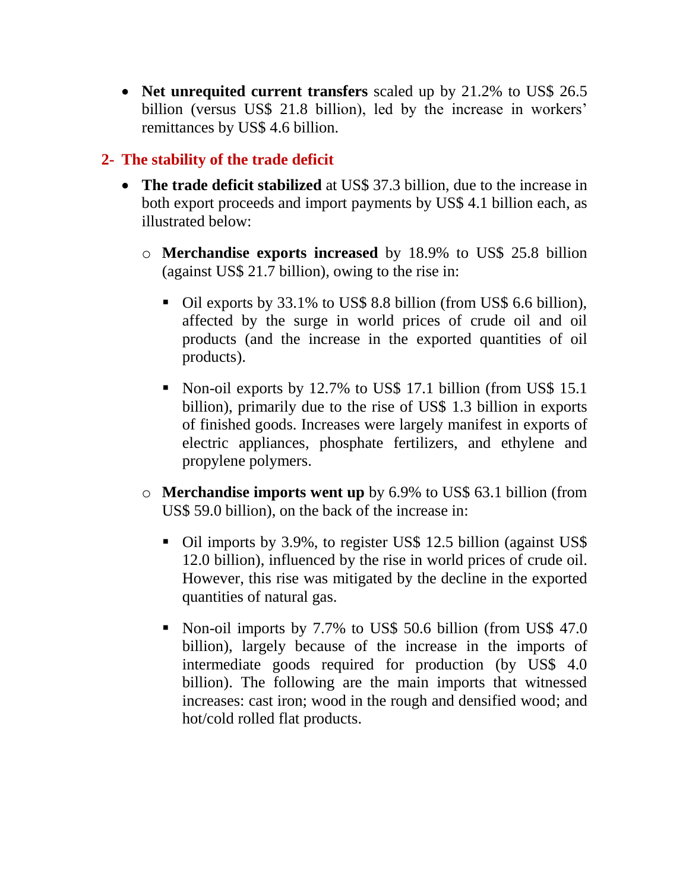- **Net unrequited current transfers** scaled up by 21.2% to US$ 26.5 billion (versus US$ 21.8 billion), led by the increase in workers' remittances by US$ 4.6 billion.

## 2- The stability of the trade deficit

- **The trade deficit stabilized** at US$ 37.3 billion, due to the increase in both export proceeds and import payments by US$ 4.1 billion each, as illustrated below:
  - **Merchandise exports increased** by 18.9% to US$ 25.8 billion (against US$ 21.7 billion), owing to the rise in:
    - Oil exports by 33.1% to US$ 8.8 billion (from US$ 6.6 billion), affected by the surge in world prices of crude oil and oil products (and the increase in the exported quantities of oil products).
    - Non-oil exports by 12.7% to US$ 17.1 billion (from US$ 15.1 billion), primarily due to the rise of US$ 1.3 billion in exports of finished goods. Increases were largely manifest in exports of electric appliances, phosphate fertilizers, and ethylene and propylene polymers.
  - **Merchandise imports went up** by 6.9% to US$ 63.1 billion (from US$ 59.0 billion), on the back of the increase in:
    - Oil imports by 3.9%, to register US$ 12.5 billion (against US$ 12.0 billion), influenced by the rise in world prices of crude oil. However, this rise was mitigated by the decline in the exported quantities of natural gas.
    - Non-oil imports by 7.7% to US$ 50.6 billion (from US$ 47.0 billion), largely because of the increase in the imports of intermediate goods required for production (by US$ 4.0 billion). The following are the main imports that witnessed increases: cast iron; wood in the rough and densified wood; and hot/cold rolled flat products.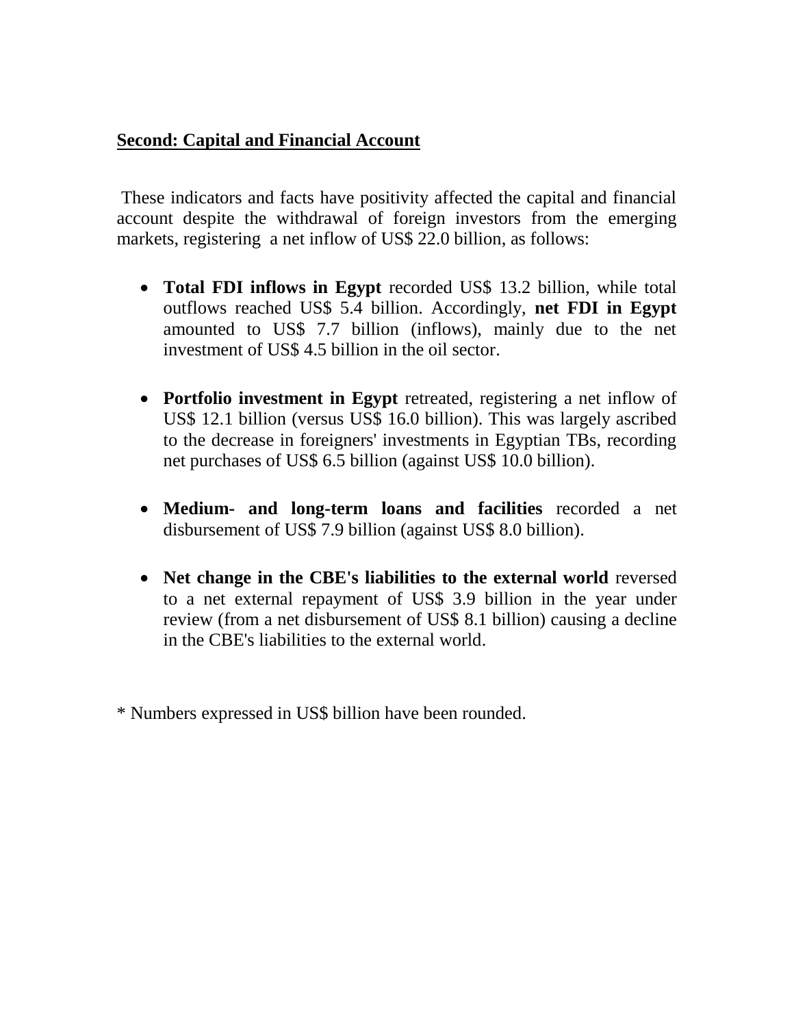## Second: Capital and Financial Account

These indicators and facts have positivity affected the capital and financial account despite the withdrawal of foreign investors from the emerging markets, registering a net inflow of US$ 22.0 billion, as follows:

- **Total FDI inflows in Egypt** recorded US$ 13.2 billion, while total outflows reached US$ 5.4 billion. Accordingly, **net FDI in Egypt** amounted to US$ 7.7 billion (inflows), mainly due to the net investment of US$ 4.5 billion in the oil sector.

- **Portfolio investment in Egypt** retreated, registering a net inflow of US$ 12.1 billion (versus US$ 16.0 billion). This was largely ascribed to the decrease in foreigners' investments in Egyptian TBs, recording net purchases of US$ 6.5 billion (against US$ 10.0 billion).

- **Medium- and long-term loans and facilities** recorded a net disbursement of US$ 7.9 billion (against US$ 8.0 billion).

- **Net change in the CBE's liabilities to the external world** reversed to a net external repayment of US$ 3.9 billion in the year under review (from a net disbursement of US$ 8.1 billion) causing a decline in the CBE's liabilities to the external world.

* Numbers expressed in US$ billion have been rounded.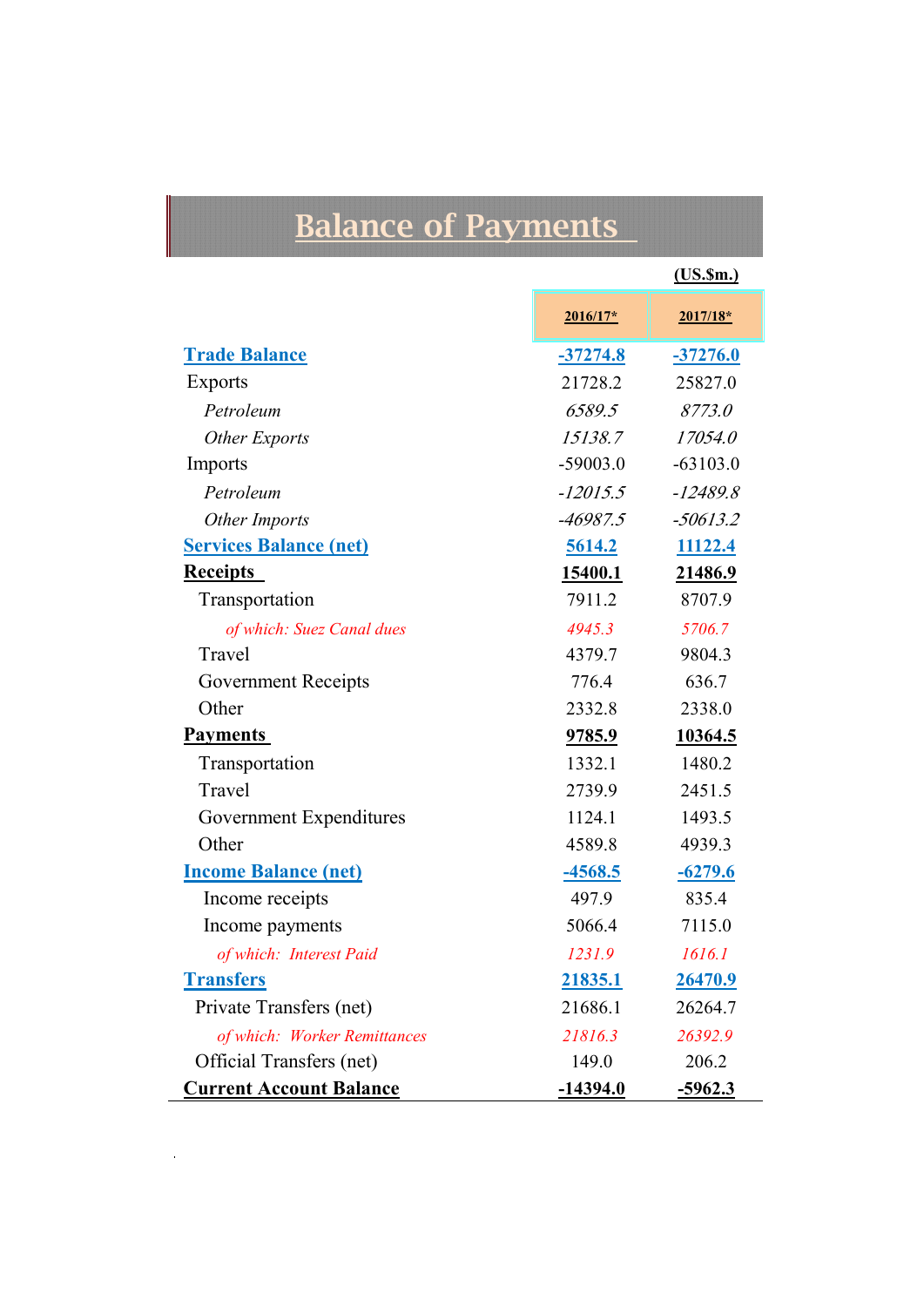# Balance of Payments

(US.$m.)

| | 2016/17* | 2017/18* |
|---|---|---|
| **Trade Balance** | **-37274.8** | **-37276.0** |
| Exports | 21728.2 | 25827.0 |
| *Petroleum* | *6589.5* | *8773.0* |
| *Other Exports* | *15138.7* | *17054.0* |
| Imports | -59003.0 | -63103.0 |
| *Petroleum* | *-12015.5* | *-12489.8* |
| *Other Imports* | *-46987.5* | *-50613.2* |
| **Services Balance (net)** | **5614.2** | **11122.4** |
| **Receipts** | **15400.1** | **21486.9** |
| Transportation | 7911.2 | 8707.9 |
| *of which: Suez Canal dues* | *4945.3* | *5706.7* |
| Travel | 4379.7 | 9804.3 |
| Government Receipts | 776.4 | 636.7 |
| Other | 2332.8 | 2338.0 |
| **Payments** | **9785.9** | **10364.5** |
| Transportation | 1332.1 | 1480.2 |
| Travel | 2739.9 | 2451.5 |
| Government Expenditures | 1124.1 | 1493.5 |
| Other | 4589.8 | 4939.3 |
| **Income Balance (net)** | **-4568.5** | **-6279.6** |
| Income receipts | 497.9 | 835.4 |
| Income payments | 5066.4 | 7115.0 |
| *of which: Interest Paid* | *1231.9* | *1616.1* |
| **Transfers** | **21835.1** | **26470.9** |
| Private Transfers (net) | 21686.1 | 26264.7 |
| *of which: Worker Remittances* | *21816.3* | *26392.9* |
| Official Transfers (net) | 149.0 | 206.2 |
| **Current Account Balance** | **-14394.0** | **-5962.3** |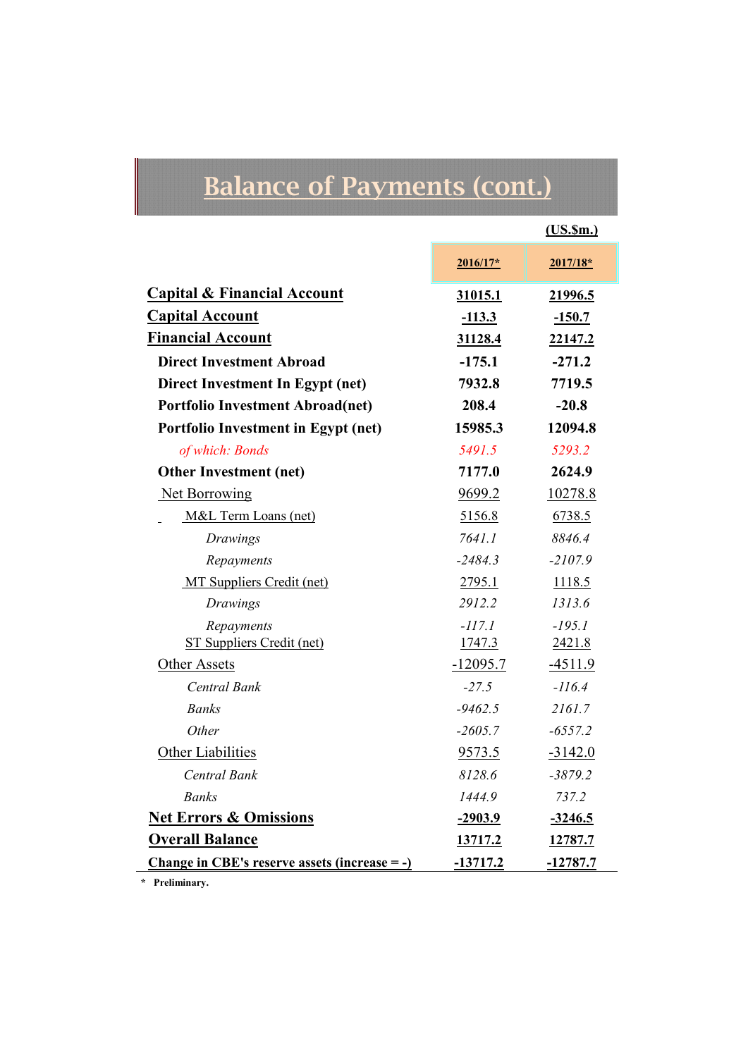# Balance of Payments (cont.)

(US.$m.)

| | 2016/17* | 2017/18* |
|---|---|---|
| **Capital & Financial Account** | **31015.1** | **21996.5** |
| **Capital Account** | **-113.3** | **-150.7** |
| **Financial Account** | **31128.4** | **22147.2** |
| **Direct Investment Abroad** | **-175.1** | **-271.2** |
| **Direct Investment In Egypt (net)** | **7932.8** | **7719.5** |
| **Portfolio Investment Abroad(net)** | **208.4** | **-20.8** |
| **Portfolio Investment in Egypt (net)** | **15985.3** | **12094.8** |
| *of which: Bonds* | *5491.5* | *5293.2* |
| **Other Investment (net)** | **7177.0** | **2624.9** |
| Net Borrowing | 9699.2 | 10278.8 |
| M&L Term Loans (net) | 5156.8 | 6738.5 |
| *Drawings* | *7641.1* | *8846.4* |
| *Repayments* | *-2484.3* | *-2107.9* |
| MT Suppliers Credit (net) | 2795.1 | 1118.5 |
| *Drawings* | *2912.2* | *1313.6* |
| *Repayments* | *-117.1* | *-195.1* |
| ST Suppliers Credit (net) | 1747.3 | 2421.8 |
| Other Assets | -12095.7 | -4511.9 |
| *Central Bank* | *-27.5* | *-116.4* |
| *Banks* | *-9462.5* | *2161.7* |
| *Other* | *-2605.7* | *-6557.2* |
| Other Liabilities | 9573.5 | -3142.0 |
| *Central Bank* | *8128.6* | *-3879.2* |
| *Banks* | *1444.9* | *737.2* |
| **Net Errors & Omissions** | **-2903.9** | **-3246.5** |
| **Overall Balance** | **13717.2** | **12787.7** |
| **Change in CBE's reserve assets (increase = -)** | **-13717.2** | **-12787.7** |

\* **Preliminary.**